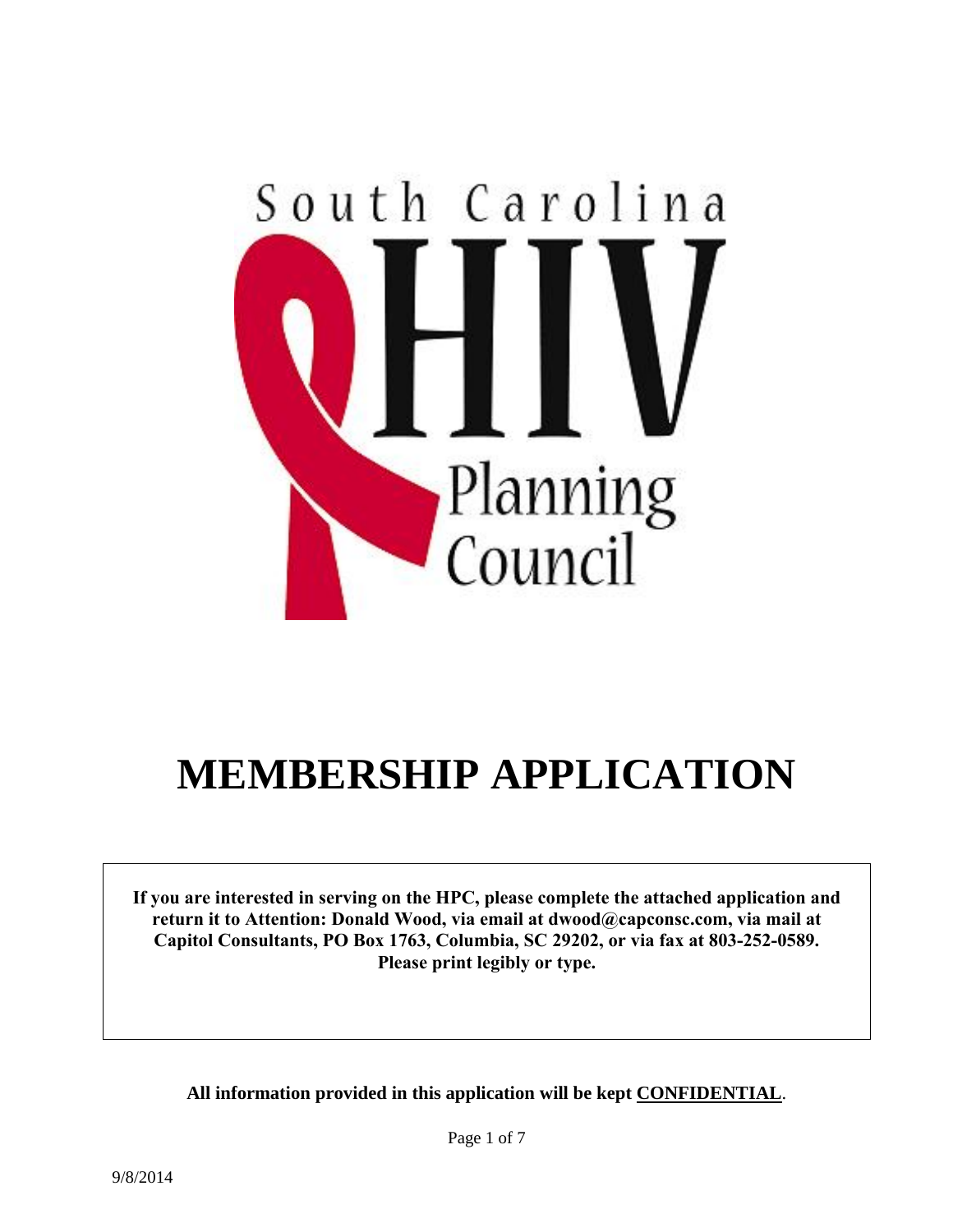South Carolina HIV Planning Council

# MEMBERSHIP APPLICATION

**If you are interested in serving on the HPC, please complete the attached application and return it to Attention: Donald Wood, via email at dwood@capconsc.com, via mail at Capitol Consultants, PO Box 1763, Columbia, SC 29202, or via fax at 803-252-0589. Please print legibly or type.**

**All information provided in this application will be kept CONFIDENTIAL.**

9/8/2014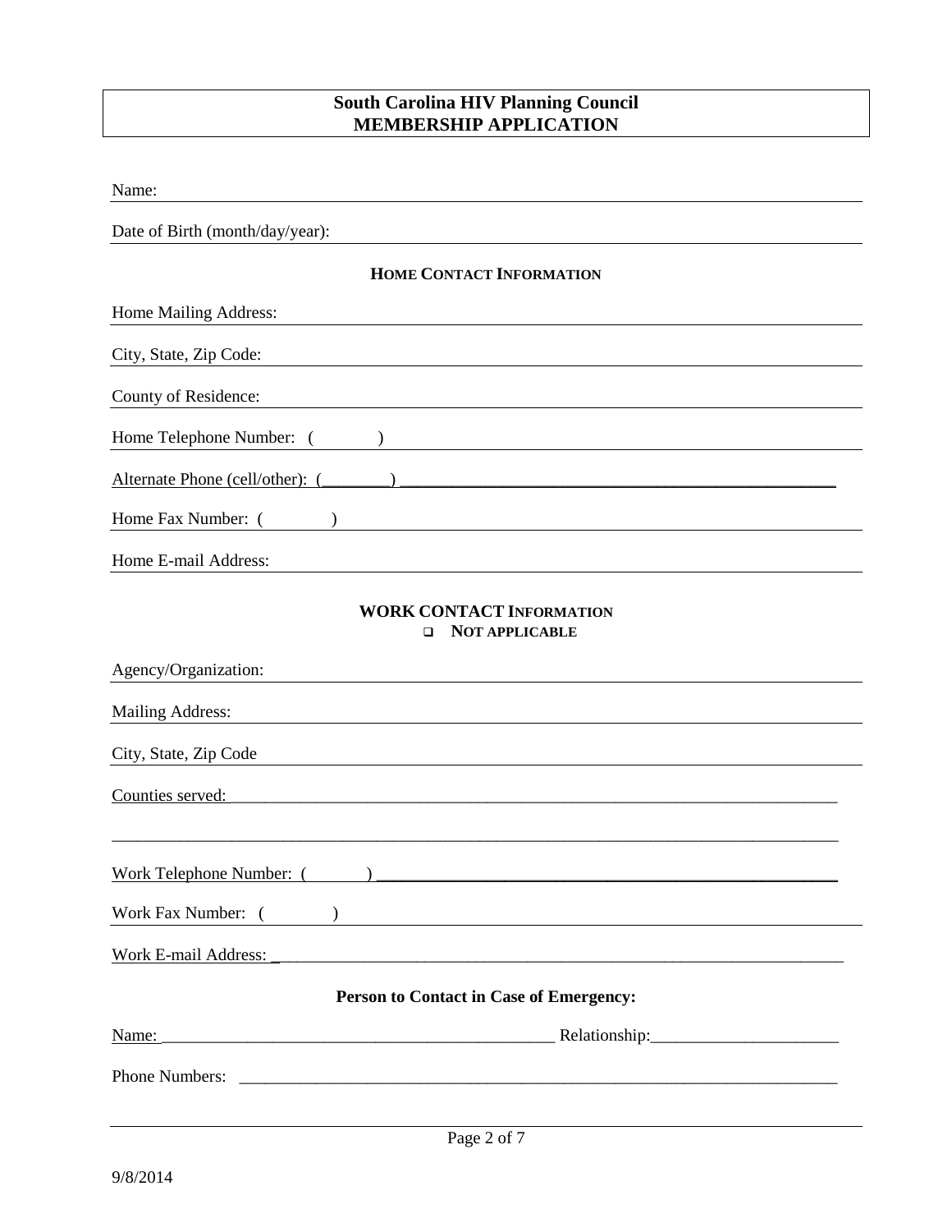# South Carolina HIV Planning Council
# MEMBERSHIP APPLICATION

Name: ______________________________

Date of Birth (month/day/year): ______________________________

## HOME CONTACT INFORMATION

Home Mailing Address: ______________________________

City, State, Zip Code: ______________________________

County of Residence: ______________________________

Home Telephone Number: ( ) ______________________________

Alternate Phone (cell/other): (________) ______________________________

Home Fax Number: ( ) ______________________________

Home E-mail Address: ______________________________

## WORK CONTACT INFORMATION

- ☐ NOT APPLICABLE

Agency/Organization: ______________________________

Mailing Address: ______________________________

City, State, Zip Code ______________________________

Counties served: ______________________________

______________________________

Work Telephone Number: ( ) ______________________________

Work Fax Number: ( ) ______________________________

Work E-mail Address: ______________________________

## Person to Contact in Case of Emergency:

Name: ______________________________ Relationship: ______________________

Phone Numbers: ______________________________

9/8/2014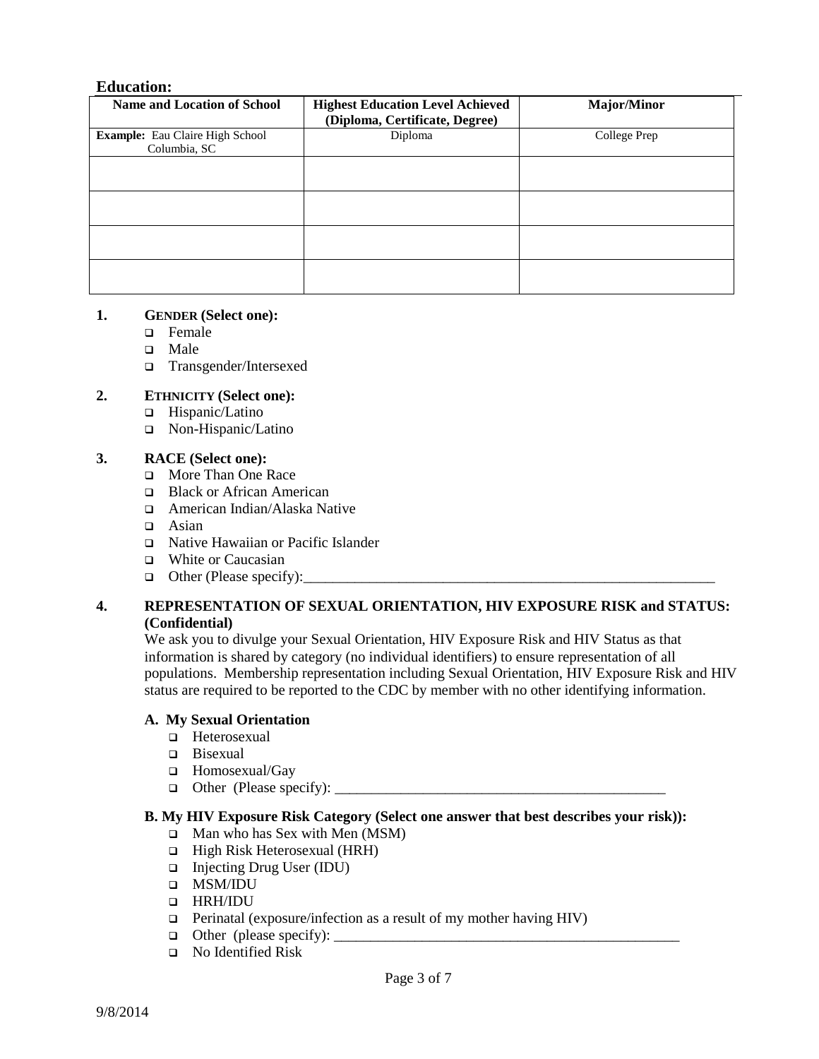## Education:

| Name and Location of School | Highest Education Level Achieved (Diploma, Certificate, Degree) | Major/Minor |
|---|---|---|
| **Example:** Eau Claire High School Columbia, SC | Diploma | College Prep |
| | | |
| | | |
| | | |
| | | |

**1. GENDER (Select one):**

- ❑ Female
- ❑ Male
- ❑ Transgender/Intersexed

**2. ETHNICITY (Select one):**

- ❑ Hispanic/Latino
- ❑ Non-Hispanic/Latino

**3. RACE (Select one):**

- ❑ More Than One Race
- ❑ Black or African American
- ❑ American Indian/Alaska Native
- ❑ Asian
- ❑ Native Hawaiian or Pacific Islander
- ❑ White or Caucasian
- ❑ Other (Please specify):___________________________________________________________

**4. REPRESENTATION OF SEXUAL ORIENTATION, HIV EXPOSURE RISK and STATUS: (Confidential)**

We ask you to divulge your Sexual Orientation, HIV Exposure Risk and HIV Status as that information is shared by category (no individual identifiers) to ensure representation of all populations. Membership representation including Sexual Orientation, HIV Exposure Risk and HIV status are required to be reported to the CDC by member with no other identifying information.

**A. My Sexual Orientation**

- ❑ Heterosexual
- ❑ Bisexual
- ❑ Homosexual/Gay
- ❑ Other (Please specify): _______________________________________________

**B. My HIV Exposure Risk Category (Select one answer that best describes your risk)):**

- ❑ Man who has Sex with Men (MSM)
- ❑ High Risk Heterosexual (HRH)
- ❑ Injecting Drug User (IDU)
- ❑ MSM/IDU
- ❑ HRH/IDU
- ❑ Perinatal (exposure/infection as a result of my mother having HIV)
- ❑ Other (please specify): __________________________________________________
- ❑ No Identified Risk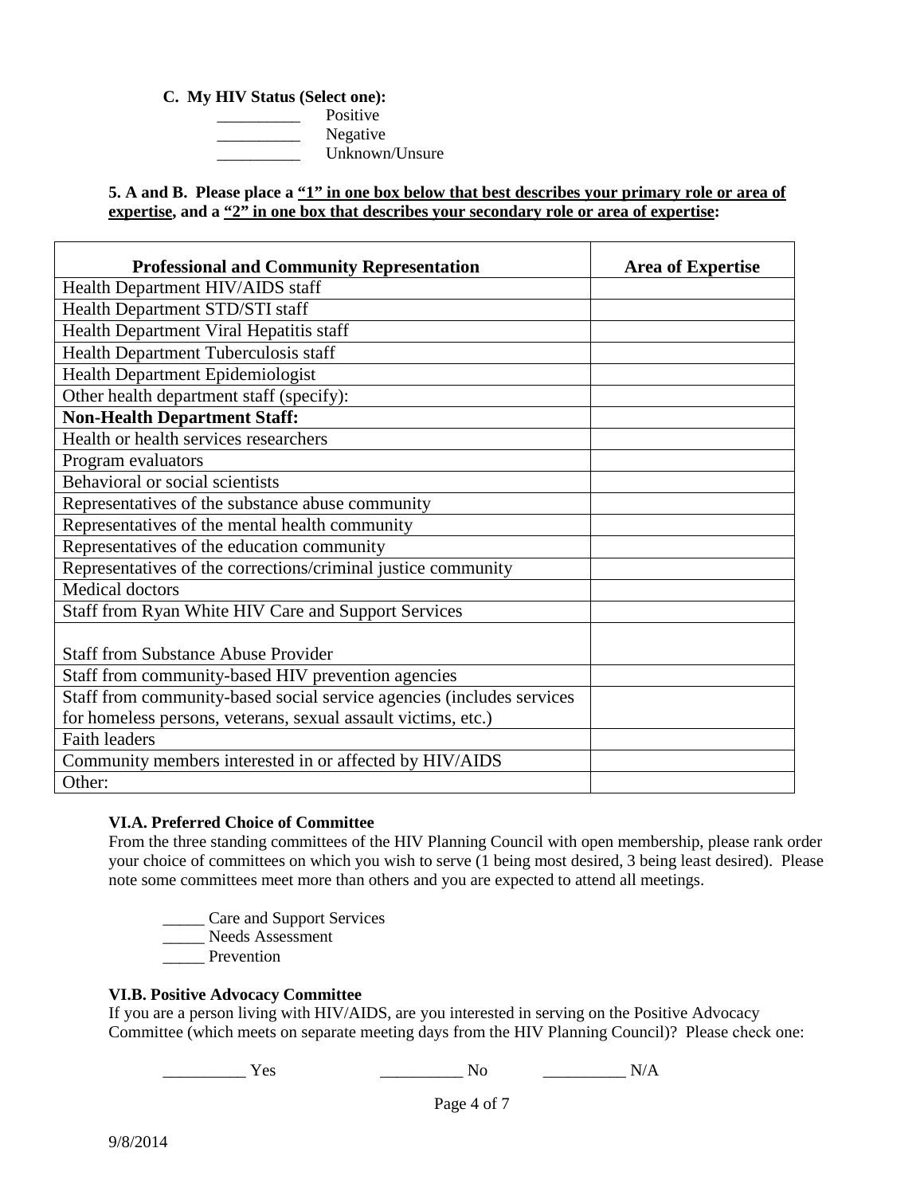**C. My HIV Status (Select one):**

__________ Positive
__________ Negative
__________ Unknown/Unsure

**5. A and B. Please place a <u>"1" in one box below that best describes your primary role or area of expertise</u>, and a <u>"2" in one box that describes your secondary role or area of expertise</u>:**

| Professional and Community Representation | Area of Expertise |
|---|---|
| Health Department HIV/AIDS staff | |
| Health Department STD/STI staff | |
| Health Department Viral Hepatitis staff | |
| Health Department Tuberculosis staff | |
| Health Department Epidemiologist | |
| Other health department staff (specify): | |
| **Non-Health Department Staff:** | |
| Health or health services researchers | |
| Program evaluators | |
| Behavioral or social scientists | |
| Representatives of the substance abuse community | |
| Representatives of the mental health community | |
| Representatives of the education community | |
| Representatives of the corrections/criminal justice community | |
| Medical doctors | |
| Staff from Ryan White HIV Care and Support Services | |
| Staff from Substance Abuse Provider | |
| Staff from community-based HIV prevention agencies | |
| Staff from community-based social service agencies (includes services for homeless persons, veterans, sexual assault victims, etc.) | |
| Faith leaders | |
| Community members interested in or affected by HIV/AIDS | |
| Other: | |

**VI.A. Preferred Choice of Committee**

From the three standing committees of the HIV Planning Council with open membership, please rank order your choice of committees on which you wish to serve (1 being most desired, 3 being least desired). Please note some committees meet more than others and you are expected to attend all meetings.

_____ Care and Support Services
_____ Needs Assessment
_____ Prevention

**VI.B. Positive Advocacy Committee**

If you are a person living with HIV/AIDS, are you interested in serving on the Positive Advocacy Committee (which meets on separate meeting days from the HIV Planning Council)? Please check one:

__________ Yes __________ No __________ N/A

9/8/2014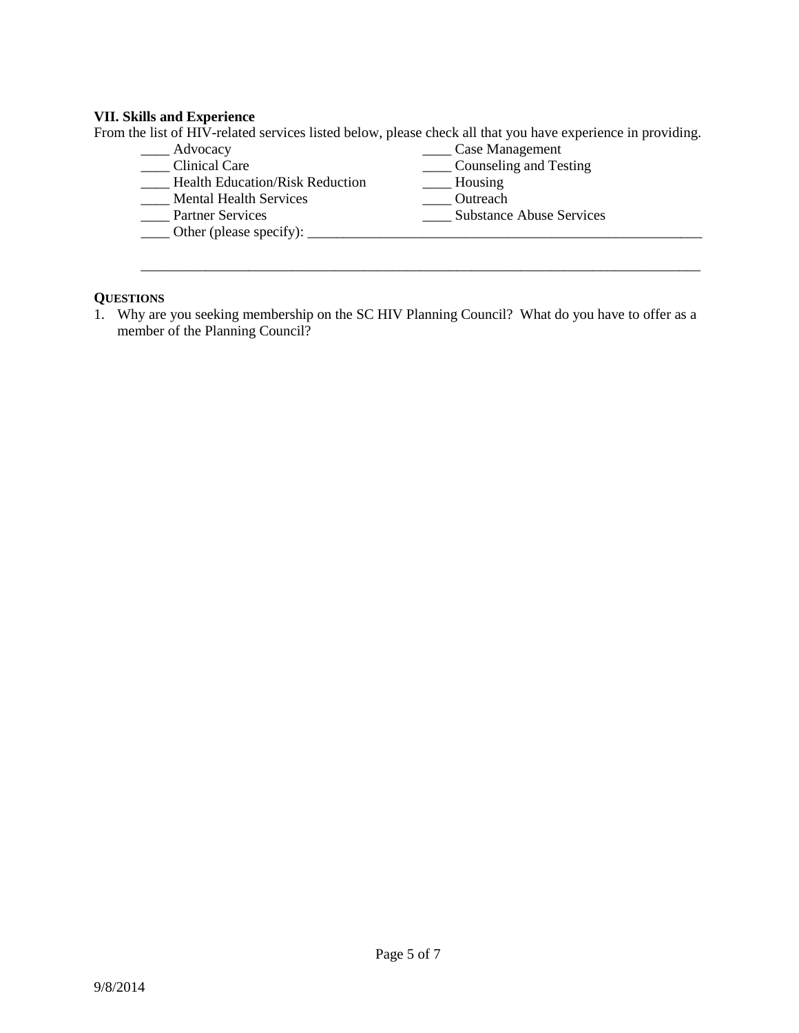**VII. Skills and Experience**

From the list of HIV-related services listed below, please check all that you have experience in providing.

____ Advocacy
____ Case Management
____ Clinical Care
____ Counseling and Testing
____ Health Education/Risk Reduction
____ Housing
____ Mental Health Services
____ Outreach
____ Partner Services
____ Substance Abuse Services
____ Other (please specify): ______________________________________________________________

______________________________________________________________________________________

**QUESTIONS**

1. Why are you seeking membership on the SC HIV Planning Council? What do you have to offer as a member of the Planning Council?

9/8/2014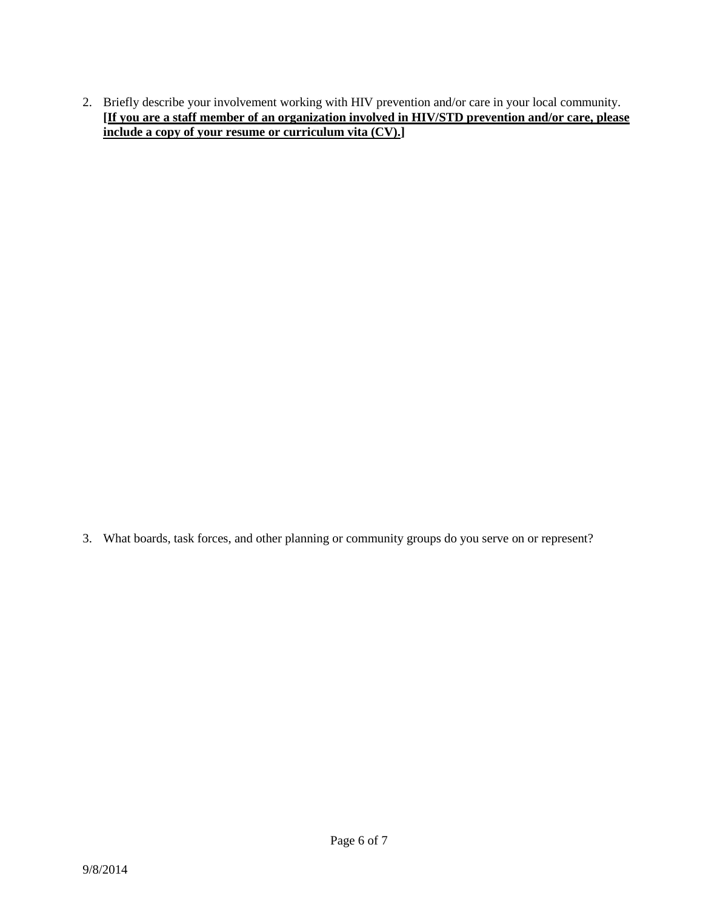2. Briefly describe your involvement working with HIV prevention and/or care in your local community. **[<u>If you are a staff member of an organization involved in HIV/STD prevention and/or care, please include a copy of your resume or curriculum vita (CV).</u>]**

3. What boards, task forces, and other planning or community groups do you serve on or represent?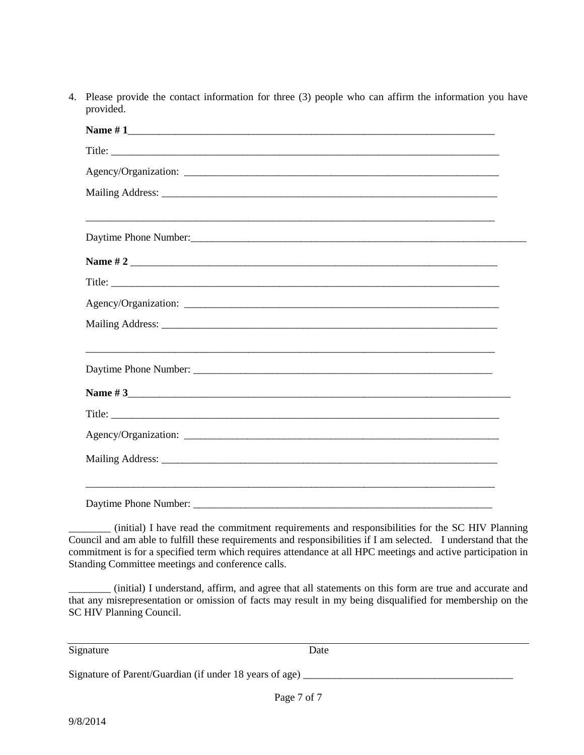4. Please provide the contact information for three (3) people who can affirm the information you have provided.

   **Name # 1**\_\_\_\_\_\_\_\_\_\_\_\_\_\_\_\_\_\_\_\_\_\_\_\_\_\_\_\_\_\_\_\_\_\_\_\_\_\_\_\_\_\_\_\_\_\_\_\_\_\_\_\_\_\_\_\_\_\_\_\_

   Title: \_\_\_\_\_\_\_\_\_\_\_\_\_\_\_\_\_\_\_\_\_\_\_\_\_\_\_\_\_\_\_\_\_\_\_\_\_\_\_\_\_\_\_\_\_\_\_\_\_\_\_\_\_\_\_\_\_\_\_\_

   Agency/Organization: \_\_\_\_\_\_\_\_\_\_\_\_\_\_\_\_\_\_\_\_\_\_\_\_\_\_\_\_\_\_\_\_\_\_\_\_\_\_\_\_\_\_\_\_\_\_\_\_\_\_

   Mailing Address: \_\_\_\_\_\_\_\_\_\_\_\_\_\_\_\_\_\_\_\_\_\_\_\_\_\_\_\_\_\_\_\_\_\_\_\_\_\_\_\_\_\_\_\_\_\_\_\_\_\_\_\_\_

   \_\_\_\_\_\_\_\_\_\_\_\_\_\_\_\_\_\_\_\_\_\_\_\_\_\_\_\_\_\_\_\_\_\_\_\_\_\_\_\_\_\_\_\_\_\_\_\_\_\_\_\_\_\_\_\_\_\_\_\_\_\_\_\_\_

   Daytime Phone Number:\_\_\_\_\_\_\_\_\_\_\_\_\_\_\_\_\_\_\_\_\_\_\_\_\_\_\_\_\_\_\_\_\_\_\_\_\_\_\_\_\_\_\_\_\_\_\_\_\_\_\_\_

   **Name # 2** \_\_\_\_\_\_\_\_\_\_\_\_\_\_\_\_\_\_\_\_\_\_\_\_\_\_\_\_\_\_\_\_\_\_\_\_\_\_\_\_\_\_\_\_\_\_\_\_\_\_\_\_\_\_\_\_\_\_\_

   Title: \_\_\_\_\_\_\_\_\_\_\_\_\_\_\_\_\_\_\_\_\_\_\_\_\_\_\_\_\_\_\_\_\_\_\_\_\_\_\_\_\_\_\_\_\_\_\_\_\_\_\_\_\_\_\_\_\_\_\_\_

   Agency/Organization: \_\_\_\_\_\_\_\_\_\_\_\_\_\_\_\_\_\_\_\_\_\_\_\_\_\_\_\_\_\_\_\_\_\_\_\_\_\_\_\_\_\_\_\_\_\_\_\_\_\_

   Mailing Address: \_\_\_\_\_\_\_\_\_\_\_\_\_\_\_\_\_\_\_\_\_\_\_\_\_\_\_\_\_\_\_\_\_\_\_\_\_\_\_\_\_\_\_\_\_\_\_\_\_\_\_\_\_

   \_\_\_\_\_\_\_\_\_\_\_\_\_\_\_\_\_\_\_\_\_\_\_\_\_\_\_\_\_\_\_\_\_\_\_\_\_\_\_\_\_\_\_\_\_\_\_\_\_\_\_\_\_\_\_\_\_\_\_\_\_\_\_\_\_

   Daytime Phone Number: \_\_\_\_\_\_\_\_\_\_\_\_\_\_\_\_\_\_\_\_\_\_\_\_\_\_\_\_\_\_\_\_\_\_\_\_\_\_\_\_\_\_\_\_\_\_\_\_

   **Name # 3**\_\_\_\_\_\_\_\_\_\_\_\_\_\_\_\_\_\_\_\_\_\_\_\_\_\_\_\_\_\_\_\_\_\_\_\_\_\_\_\_\_\_\_\_\_\_\_\_\_\_\_\_\_\_\_\_\_\_\_\_\_

   Title: \_\_\_\_\_\_\_\_\_\_\_\_\_\_\_\_\_\_\_\_\_\_\_\_\_\_\_\_\_\_\_\_\_\_\_\_\_\_\_\_\_\_\_\_\_\_\_\_\_\_\_\_\_\_\_\_\_\_\_\_

   Agency/Organization: \_\_\_\_\_\_\_\_\_\_\_\_\_\_\_\_\_\_\_\_\_\_\_\_\_\_\_\_\_\_\_\_\_\_\_\_\_\_\_\_\_\_\_\_\_\_\_\_\_\_

   Mailing Address: \_\_\_\_\_\_\_\_\_\_\_\_\_\_\_\_\_\_\_\_\_\_\_\_\_\_\_\_\_\_\_\_\_\_\_\_\_\_\_\_\_\_\_\_\_\_\_\_\_\_\_\_\_

   \_\_\_\_\_\_\_\_\_\_\_\_\_\_\_\_\_\_\_\_\_\_\_\_\_\_\_\_\_\_\_\_\_\_\_\_\_\_\_\_\_\_\_\_\_\_\_\_\_\_\_\_\_\_\_\_\_\_\_\_\_\_\_\_\_

   Daytime Phone Number: \_\_\_\_\_\_\_\_\_\_\_\_\_\_\_\_\_\_\_\_\_\_\_\_\_\_\_\_\_\_\_\_\_\_\_\_\_\_\_\_\_\_\_\_\_\_\_\_

\_\_\_\_\_\_\_\_ (initial) I have read the commitment requirements and responsibilities for the SC HIV Planning Council and am able to fulfill these requirements and responsibilities if I am selected. I understand that the commitment is for a specified term which requires attendance at all HPC meetings and active participation in Standing Committee meetings and conference calls.

\_\_\_\_\_\_\_\_ (initial) I understand, affirm, and agree that all statements on this form are true and accurate and that any misrepresentation or omission of facts may result in my being disqualified for membership on the SC HIV Planning Council.

\_\_\_\_\_\_\_\_\_\_\_\_\_\_\_\_\_\_\_\_\_\_\_\_\_\_\_\_\_\_\_\_\_\_\_\_\_\_\_\_\_\_\_\_\_\_\_\_\_\_\_\_\_\_\_\_\_\_\_\_\_\_\_\_\_\_\_\_\_\_

Signature Date

Signature of Parent/Guardian (if under 18 years of age) \_\_\_\_\_\_\_\_\_\_\_\_\_\_\_\_\_\_\_\_\_\_\_\_\_\_\_\_\_\_\_\_\_\_\_\_

9/8/2014